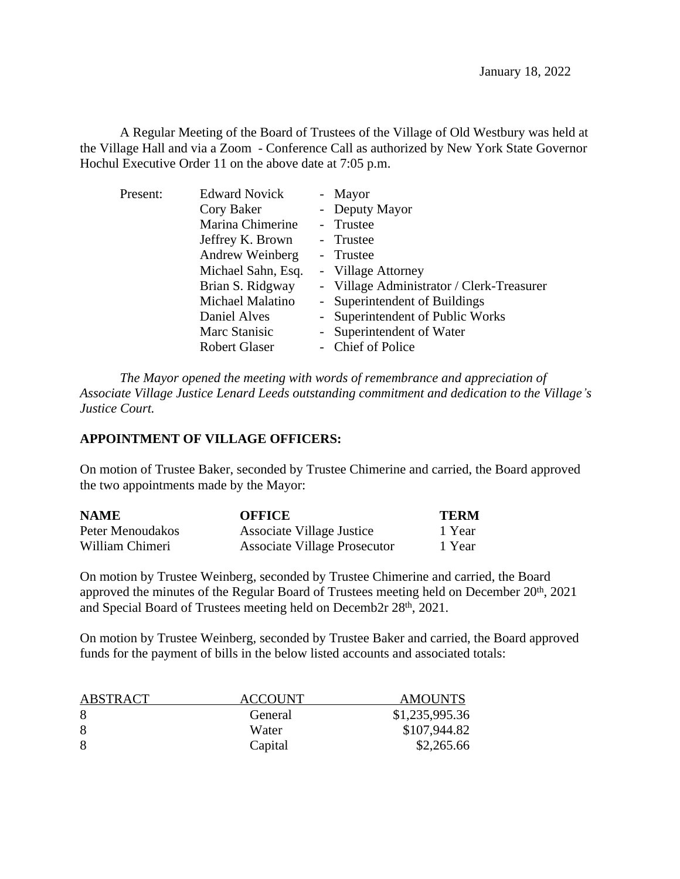January 18, 2022

A Regular Meeting of the Board of Trustees of the Village of Old Westbury was held at the Village Hall and via a Zoom - Conference Call as authorized by New York State Governor Hochul Executive Order 11 on the above date at 7:05 p.m.

| Present: | Edward Novick | - Mayor |
|---|---|---|
| | Cory Baker | - Deputy Mayor |
| | Marina Chimerine | - Trustee |
| | Jeffrey K. Brown | - Trustee |
| | Andrew Weinberg | - Trustee |
| | Michael Sahn, Esq. | - Village Attorney |
| | Brian S. Ridgway | - Village Administrator / Clerk-Treasurer |
| | Michael Malatino | - Superintendent of Buildings |
| | Daniel Alves | - Superintendent of Public Works |
| | Marc Stanisic | - Superintendent of Water |
| | Robert Glaser | - Chief of Police |

*The Mayor opened the meeting with words of remembrance and appreciation of Associate Village Justice Lenard Leeds outstanding commitment and dedication to the Village's Justice Court.*

**APPOINTMENT OF VILLAGE OFFICERS:**

On motion of Trustee Baker, seconded by Trustee Chimerine and carried, the Board approved the two appointments made by the Mayor:

| NAME | OFFICE | TERM |
|---|---|---|
| Peter Menoudakos | Associate Village Justice | 1 Year |
| William Chimeri | Associate Village Prosecutor | 1 Year |

On motion by Trustee Weinberg, seconded by Trustee Chimerine and carried, the Board approved the minutes of the Regular Board of Trustees meeting held on December 20th, 2021 and Special Board of Trustees meeting held on Decemb2r 28th, 2021.

On motion by Trustee Weinberg, seconded by Trustee Baker and carried, the Board approved funds for the payment of bills in the below listed accounts and associated totals:

| ABSTRACT | ACCOUNT | AMOUNTS |
|---|---|---|
| 8 | General | $1,235,995.36 |
| 8 | Water | $107,944.82 |
| 8 | Capital | $2,265.66 |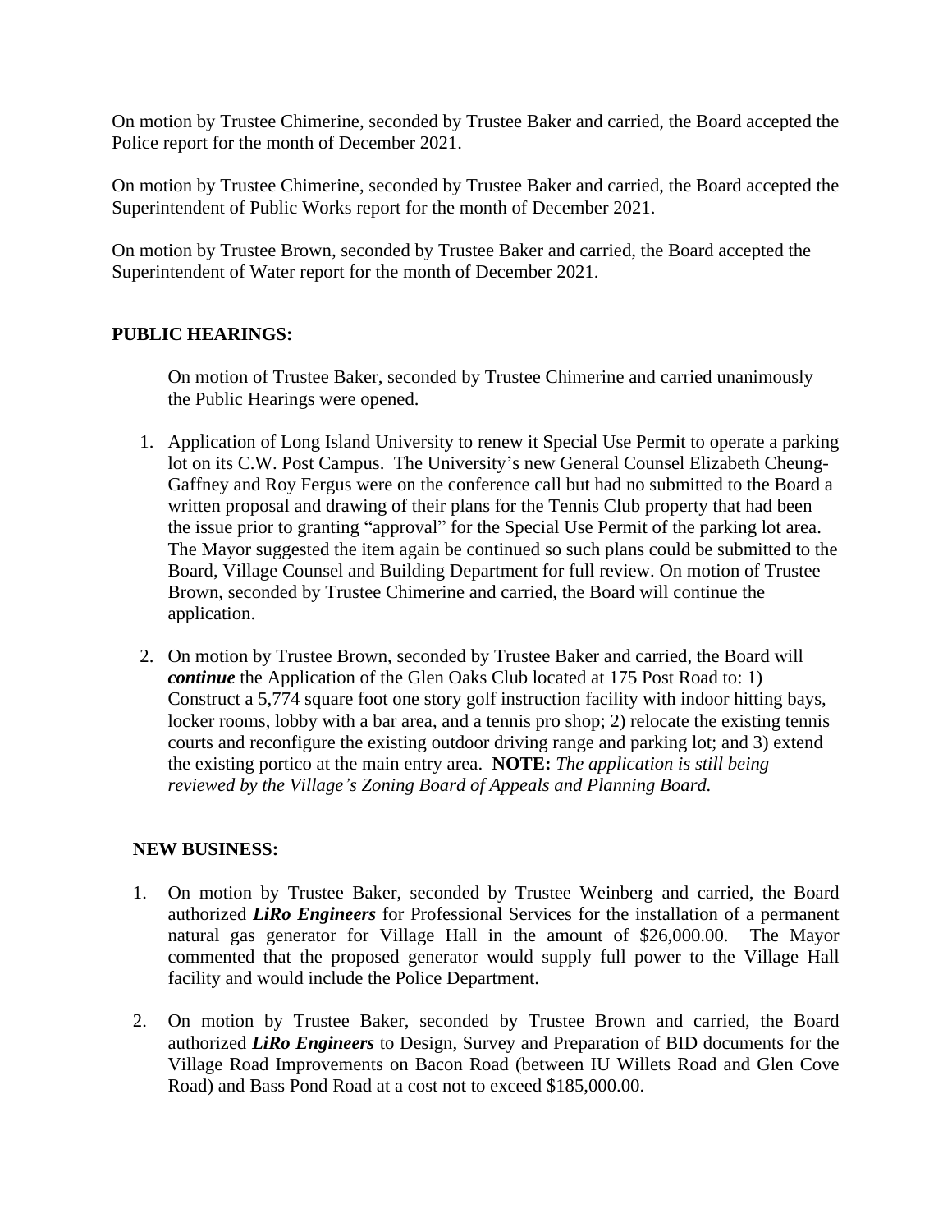On motion by Trustee Chimerine, seconded by Trustee Baker and carried, the Board accepted the Police report for the month of December 2021.

On motion by Trustee Chimerine, seconded by Trustee Baker and carried, the Board accepted the Superintendent of Public Works report for the month of December 2021.

On motion by Trustee Brown, seconded by Trustee Baker and carried, the Board accepted the Superintendent of Water report for the month of December 2021.

**PUBLIC HEARINGS:**

On motion of Trustee Baker, seconded by Trustee Chimerine and carried unanimously the Public Hearings were opened.

1. Application of Long Island University to renew it Special Use Permit to operate a parking lot on its C.W. Post Campus. The University's new General Counsel Elizabeth Cheung-Gaffney and Roy Fergus were on the conference call but had no submitted to the Board a written proposal and drawing of their plans for the Tennis Club property that had been the issue prior to granting "approval" for the Special Use Permit of the parking lot area. The Mayor suggested the item again be continued so such plans could be submitted to the Board, Village Counsel and Building Department for full review. On motion of Trustee Brown, seconded by Trustee Chimerine and carried, the Board will continue the application.

2. On motion by Trustee Brown, seconded by Trustee Baker and carried, the Board will ***continue*** the Application of the Glen Oaks Club located at 175 Post Road to: 1) Construct a 5,774 square foot one story golf instruction facility with indoor hitting bays, locker rooms, lobby with a bar area, and a tennis pro shop; 2) relocate the existing tennis courts and reconfigure the existing outdoor driving range and parking lot; and 3) extend the existing portico at the main entry area. **NOTE:** *The application is still being reviewed by the Village's Zoning Board of Appeals and Planning Board.*

**NEW BUSINESS:**

1. On motion by Trustee Baker, seconded by Trustee Weinberg and carried, the Board authorized ***LiRo Engineers*** for Professional Services for the installation of a permanent natural gas generator for Village Hall in the amount of $26,000.00. The Mayor commented that the proposed generator would supply full power to the Village Hall facility and would include the Police Department.

2. On motion by Trustee Baker, seconded by Trustee Brown and carried, the Board authorized ***LiRo Engineers*** to Design, Survey and Preparation of BID documents for the Village Road Improvements on Bacon Road (between IU Willets Road and Glen Cove Road) and Bass Pond Road at a cost not to exceed $185,000.00.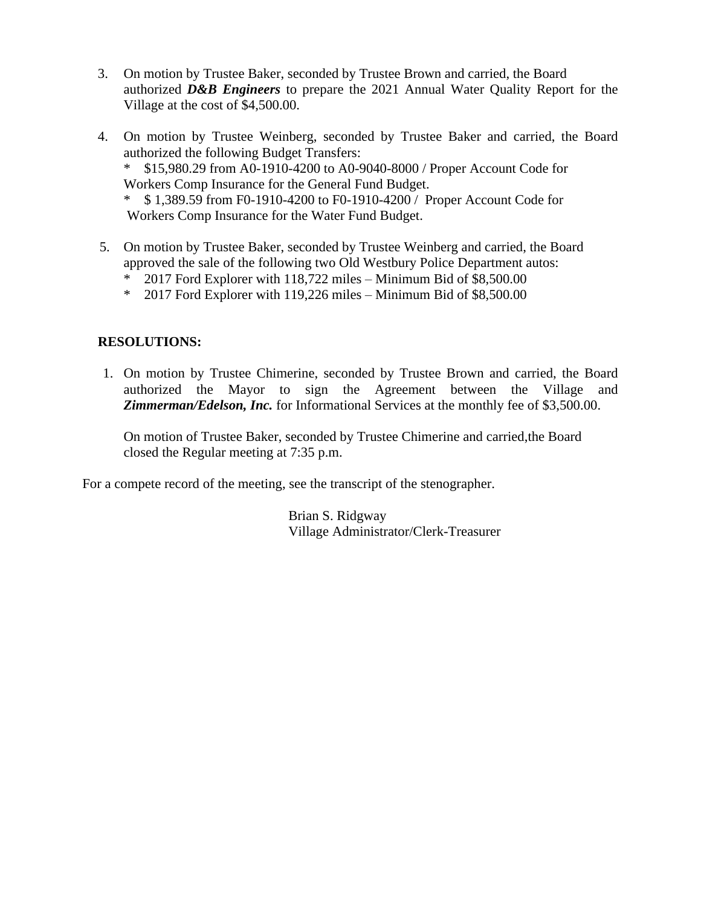3. On motion by Trustee Baker, seconded by Trustee Brown and carried, the Board authorized ***D&B Engineers*** to prepare the 2021 Annual Water Quality Report for the Village at the cost of $4,500.00.

4. On motion by Trustee Weinberg, seconded by Trustee Baker and carried, the Board authorized the following Budget Transfers:
   * $15,980.29 from A0-1910-4200 to A0-9040-8000 / Proper Account Code for Workers Comp Insurance for the General Fund Budget.
   * $ 1,389.59 from F0-1910-4200 to F0-1910-4200 / Proper Account Code for Workers Comp Insurance for the Water Fund Budget.

5. On motion by Trustee Baker, seconded by Trustee Weinberg and carried, the Board approved the sale of the following two Old Westbury Police Department autos:
   * 2017 Ford Explorer with 118,722 miles – Minimum Bid of $8,500.00
   * 2017 Ford Explorer with 119,226 miles – Minimum Bid of $8,500.00

**RESOLUTIONS:**

1. On motion by Trustee Chimerine, seconded by Trustee Brown and carried, the Board authorized the Mayor to sign the Agreement between the Village and ***Zimmerman/Edelson, Inc.*** for Informational Services at the monthly fee of $3,500.00.

   On motion of Trustee Baker, seconded by Trustee Chimerine and carried,the Board closed the Regular meeting at 7:35 p.m.

For a compete record of the meeting, see the transcript of the stenographer.

Brian S. Ridgway
Village Administrator/Clerk-Treasurer